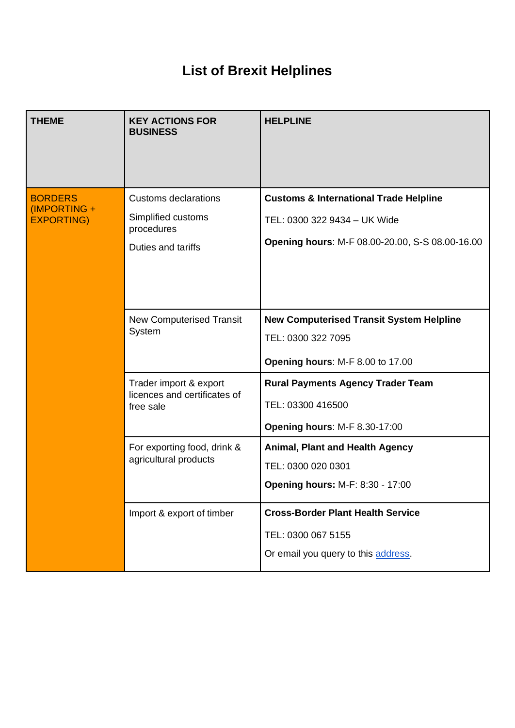# List of Brexit Helplines

| THEME | KEY ACTIONS FOR BUSINESS | HELPLINE |
| --- | --- | --- |
| BORDERS (IMPORTING + EXPORTING) | Customs declarations<br><br>Simplified customs procedures<br><br>Duties and tariffs | **Customs & International Trade Helpline**<br><br>TEL: 0300 322 9434 – UK Wide<br><br>**Opening hours**: M-F 08.00-20.00, S-S 08.00-16.00 |
| | New Computerised Transit System | **New Computerised Transit System Helpline**<br><br>TEL: 0300 322 7095<br><br>**Opening hours**: M-F 8.00 to 17.00 |
| | Trader import & export licences and certificates of free sale | **Rural Payments Agency Trader Team**<br><br>TEL: 03300 416500<br><br>**Opening hours**: M-F 8.30-17:00 |
| | For exporting food, drink & agricultural products | **Animal, Plant and Health Agency**<br><br>TEL: 0300 020 0301<br><br>**Opening hours:** M-F: 8:30 - 17:00 |
| | Import & export of timber | **Cross-Border Plant Health Service**<br><br>TEL: 0300 067 5155<br><br>Or email you query to this address. |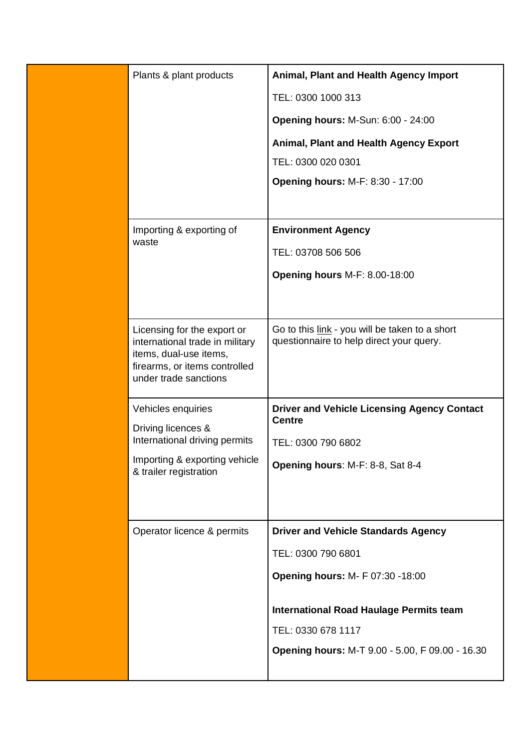| | | |
|---|---|---|
| | Plants & plant products | **Animal, Plant and Health Agency Import**<br><br>TEL: 0300 1000 313<br><br>**Opening hours:** M-Sun: 6:00 - 24:00<br><br>**Animal, Plant and Health Agency Export**<br><br>TEL: 0300 020 0301<br><br>**Opening hours:** M-F: 8:30 - 17:00 |
| | Importing & exporting of waste | **Environment Agency**<br><br>TEL: 03708 506 506<br><br>**Opening hours** M-F: 8.00-18:00 |
| | Licensing for the export or international trade in military items, dual-use items, firearms, or items controlled under trade sanctions | Go to this link - you will be taken to a short questionnaire to help direct your query. |
| | Vehicles enquiries<br><br>Driving licences & International driving permits<br><br>Importing & exporting vehicle & trailer registration | **Driver and Vehicle Licensing Agency Contact Centre**<br><br>TEL: 0300 790 6802<br><br>**Opening hours**: M-F: 8-8, Sat 8-4 |
| | Operator licence & permits | **Driver and Vehicle Standards Agency**<br><br>TEL: 0300 790 6801<br><br>**Opening hours:** M- F 07:30 -18:00<br><br>**International Road Haulage Permits team**<br><br>TEL: 0330 678 1117<br><br>**Opening hours:** M-T 9.00 - 5.00, F 09.00 - 16.30 |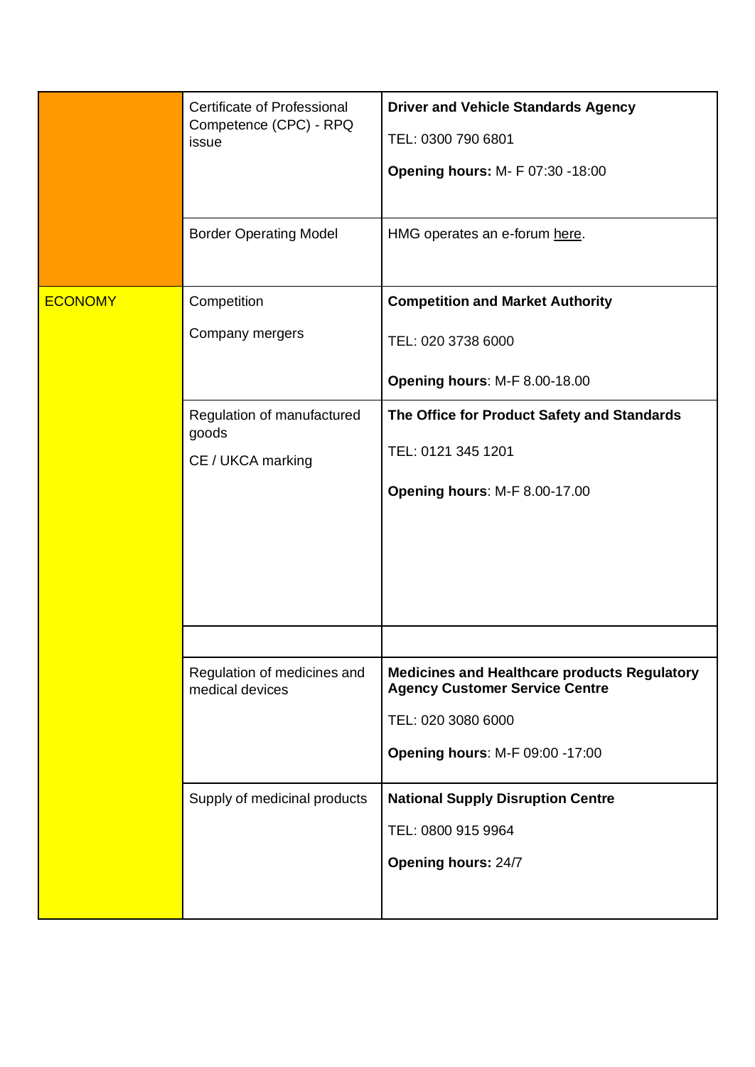| | | |
|---|---|---|
| | Certificate of Professional Competence (CPC) - RPQ issue | **Driver and Vehicle Standards Agency**<br><br>TEL: 0300 790 6801<br><br>**Opening hours:** M- F 07:30 -18:00 |
| | Border Operating Model | HMG operates an e-forum here. |
| ECONOMY | Competition<br><br>Company mergers | **Competition and Market Authority**<br><br>TEL: 020 3738 6000<br><br>**Opening hours**: M-F 8.00-18.00 |
| | Regulation of manufactured goods<br><br>CE / UKCA marking | **The Office for Product Safety and Standards**<br><br>TEL: 0121 345 1201<br><br>**Opening hours**: M-F 8.00-17.00 |
| | | |
| | Regulation of medicines and medical devices | **Medicines and Healthcare products Regulatory Agency Customer Service Centre**<br><br>TEL: 020 3080 6000<br><br>**Opening hours**: M-F 09:00 -17:00 |
| | Supply of medicinal products | **National Supply Disruption Centre**<br><br>TEL: 0800 915 9964<br><br>**Opening hours:** 24/7 |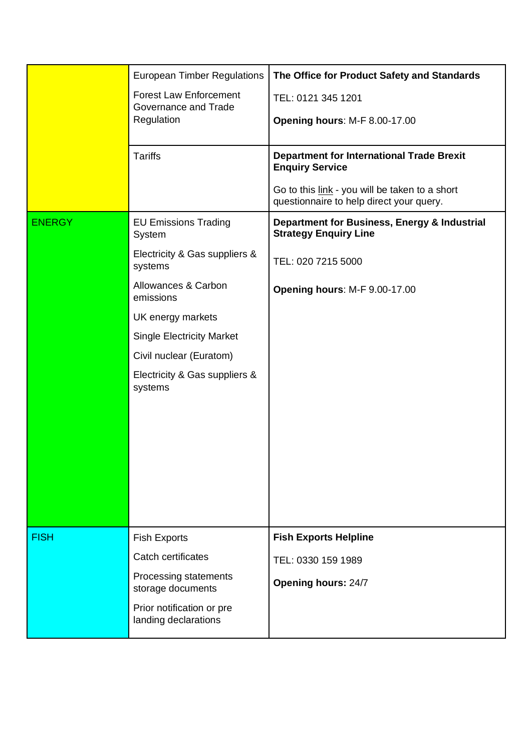| | | |
|---|---|---|
| | European Timber Regulations<br>Forest Law Enforcement Governance and Trade Regulation | **The Office for Product Safety and Standards**<br>TEL: 0121 345 1201<br>**Opening hours**: M-F 8.00-17.00 |
| | Tariffs | **Department for International Trade Brexit Enquiry Service**<br>Go to this link - you will be taken to a short questionnaire to help direct your query. |
| ENERGY | EU Emissions Trading System<br>Electricity & Gas suppliers & systems<br>Allowances & Carbon emissions<br>UK energy markets<br>Single Electricity Market<br>Civil nuclear (Euratom)<br>Electricity & Gas suppliers & systems | **Department for Business, Energy & Industrial Strategy Enquiry Line**<br>TEL: 020 7215 5000<br>**Opening hours**: M-F 9.00-17.00 |
| FISH | Fish Exports<br>Catch certificates<br>Processing statements storage documents<br>Prior notification or pre landing declarations | **Fish Exports Helpline**<br>TEL: 0330 159 1989<br>**Opening hours:** 24/7 |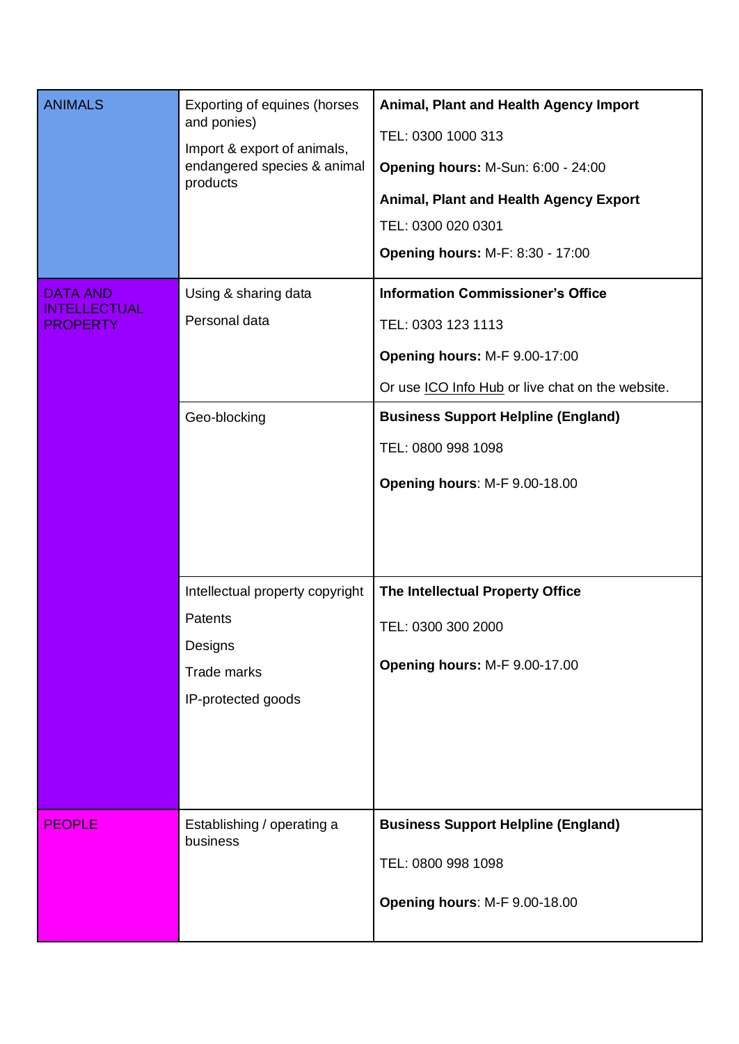| | | |
|---|---|---|
| ANIMALS | Exporting of equines (horses and ponies)<br><br>Import & export of animals, endangered species & animal products | **Animal, Plant and Health Agency Import**<br><br>TEL: 0300 1000 313<br><br>**Opening hours:** M-Sun: 6:00 - 24:00<br><br>**Animal, Plant and Health Agency Export**<br><br>TEL: 0300 020 0301<br><br>**Opening hours:** M-F: 8:30 - 17:00 |
| DATA AND INTELLECTUAL PROPERTY | Using & sharing data<br><br>Personal data | **Information Commissioner's Office**<br><br>TEL: 0303 123 1113<br><br>**Opening hours:** M-F 9.00-17:00<br><br>Or use ICO Info Hub or live chat on the website. |
| | Geo-blocking | **Business Support Helpline (England)**<br><br>TEL: 0800 998 1098<br><br>**Opening hours**: M-F 9.00-18.00 |
| | Intellectual property copyright<br><br>Patents<br><br>Designs<br><br>Trade marks<br><br>IP-protected goods | **The Intellectual Property Office**<br><br>TEL: 0300 300 2000<br><br>**Opening hours:** M-F 9.00-17.00 |
| PEOPLE | Establishing / operating a business | **Business Support Helpline (England)**<br><br>TEL: 0800 998 1098<br><br>**Opening hours**: M-F 9.00-18.00 |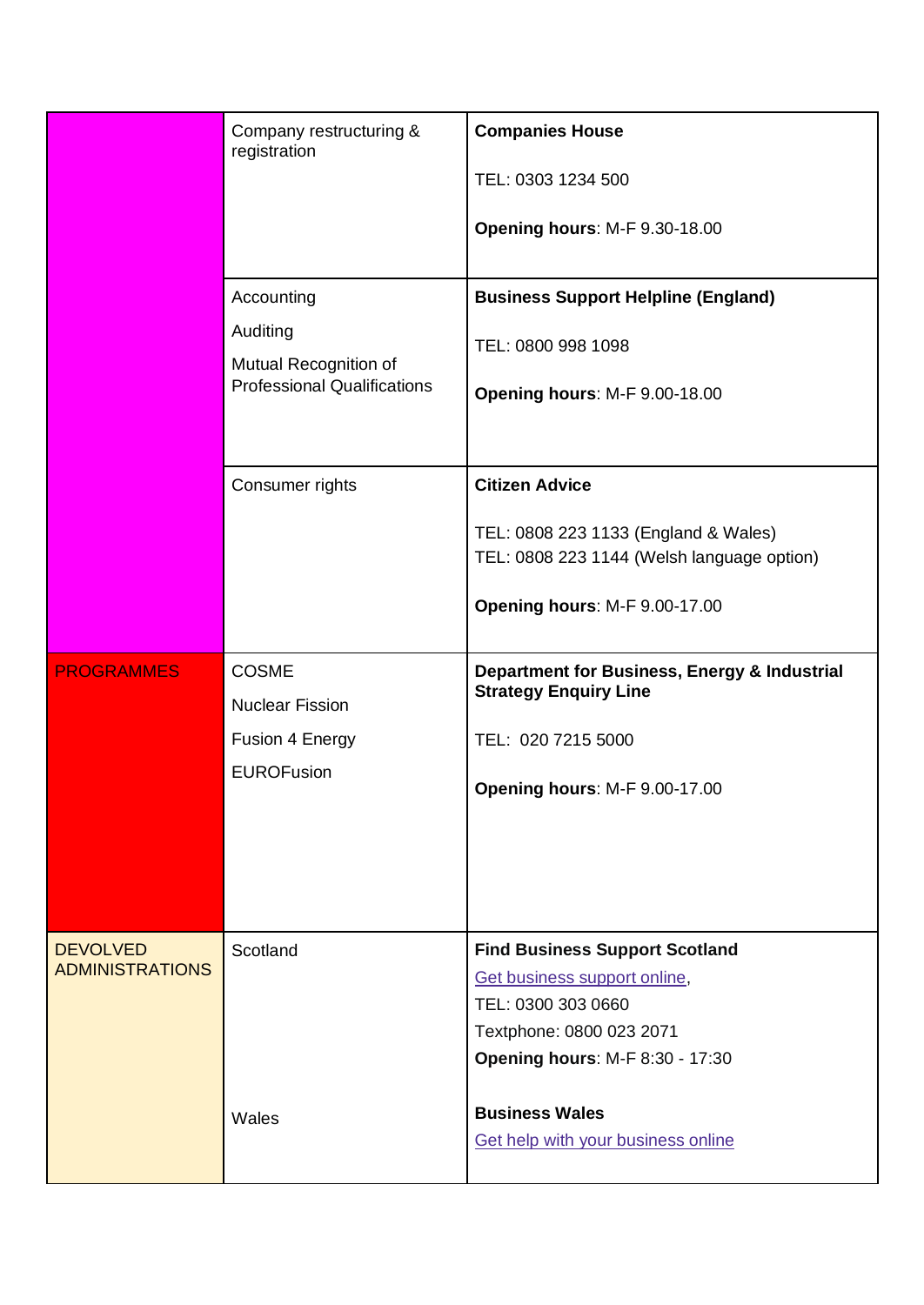| | | |
|---|---|---|
| | Company restructuring & registration | **Companies House**<br><br>TEL: 0303 1234 500<br><br>**Opening hours**: M-F 9.30-18.00 |
| | Accounting<br>Auditing<br>Mutual Recognition of Professional Qualifications | **Business Support Helpline (England)**<br><br>TEL: 0800 998 1098<br><br>**Opening hours**: M-F 9.00-18.00 |
| | Consumer rights | **Citizen Advice**<br><br>TEL: 0808 223 1133 (England & Wales)<br>TEL: 0808 223 1144 (Welsh language option)<br><br>**Opening hours**: M-F 9.00-17.00 |
| PROGRAMMES | COSME<br>Nuclear Fission<br>Fusion 4 Energy<br>EUROFusion | **Department for Business, Energy & Industrial Strategy Enquiry Line**<br><br>TEL: 020 7215 5000<br><br>**Opening hours**: M-F 9.00-17.00 |
| DEVOLVED ADMINISTRATIONS | Scotland | **Find Business Support Scotland**<br>Get business support online,<br>TEL: 0300 303 0660<br>Textphone: 0800 023 2071<br>**Opening hours**: M-F 8:30 - 17:30 |
| | Wales | **Business Wales**<br>Get help with your business online |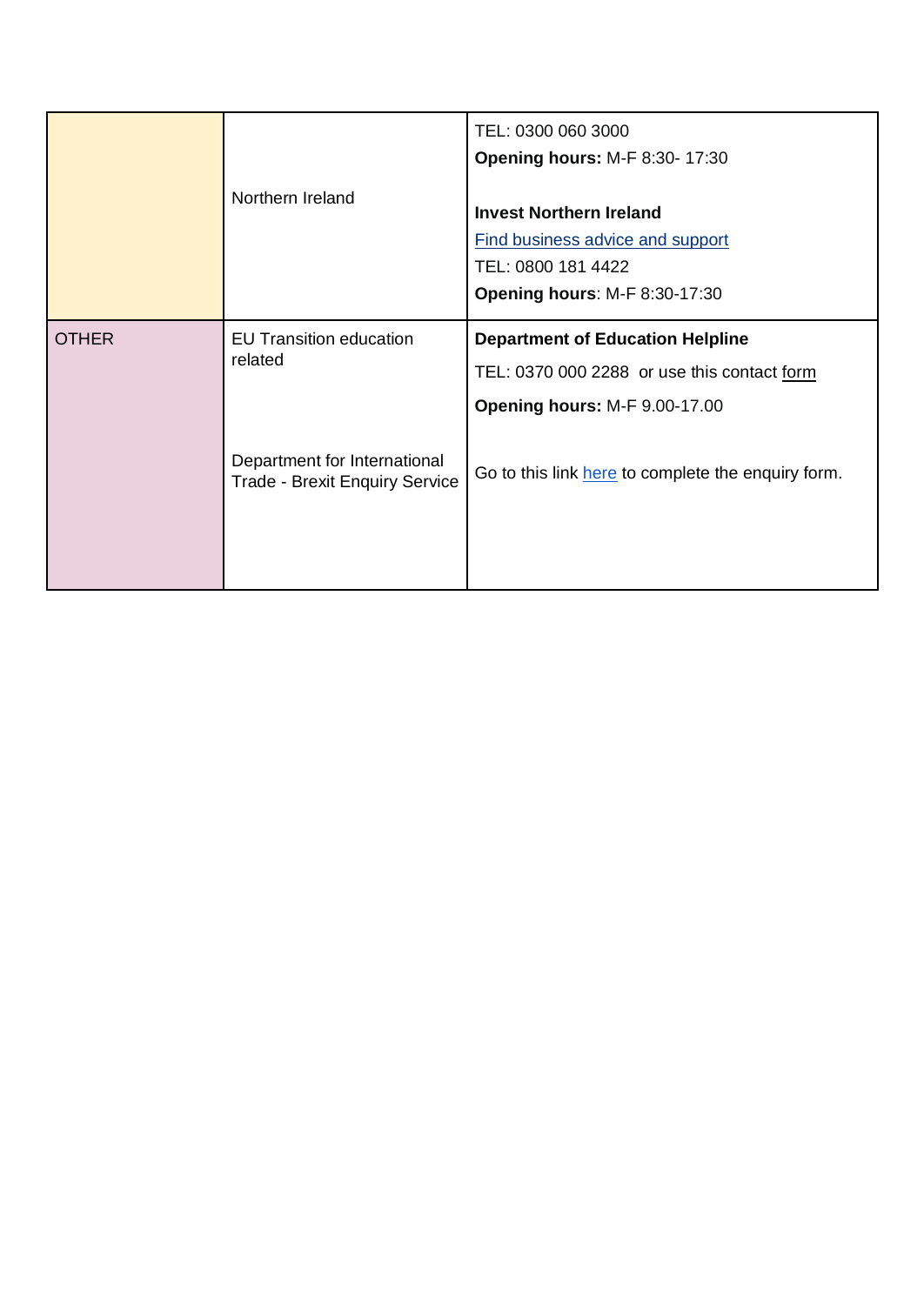| | | |
|---|---|---|
| | Northern Ireland | TEL: 0300 060 3000<br>**Opening hours:** M-F 8:30- 17:30<br><br>**Invest Northern Ireland**<br>Find business advice and support<br>TEL: 0800 181 4422<br>**Opening hours**: M-F 8:30-17:30 |
| OTHER | EU Transition education related<br><br>Department for International Trade - Brexit Enquiry Service | **Department of Education Helpline**<br>TEL: 0370 000 2288 or use this contact form<br>**Opening hours:** M-F 9.00-17.00<br><br>Go to this link here to complete the enquiry form. |